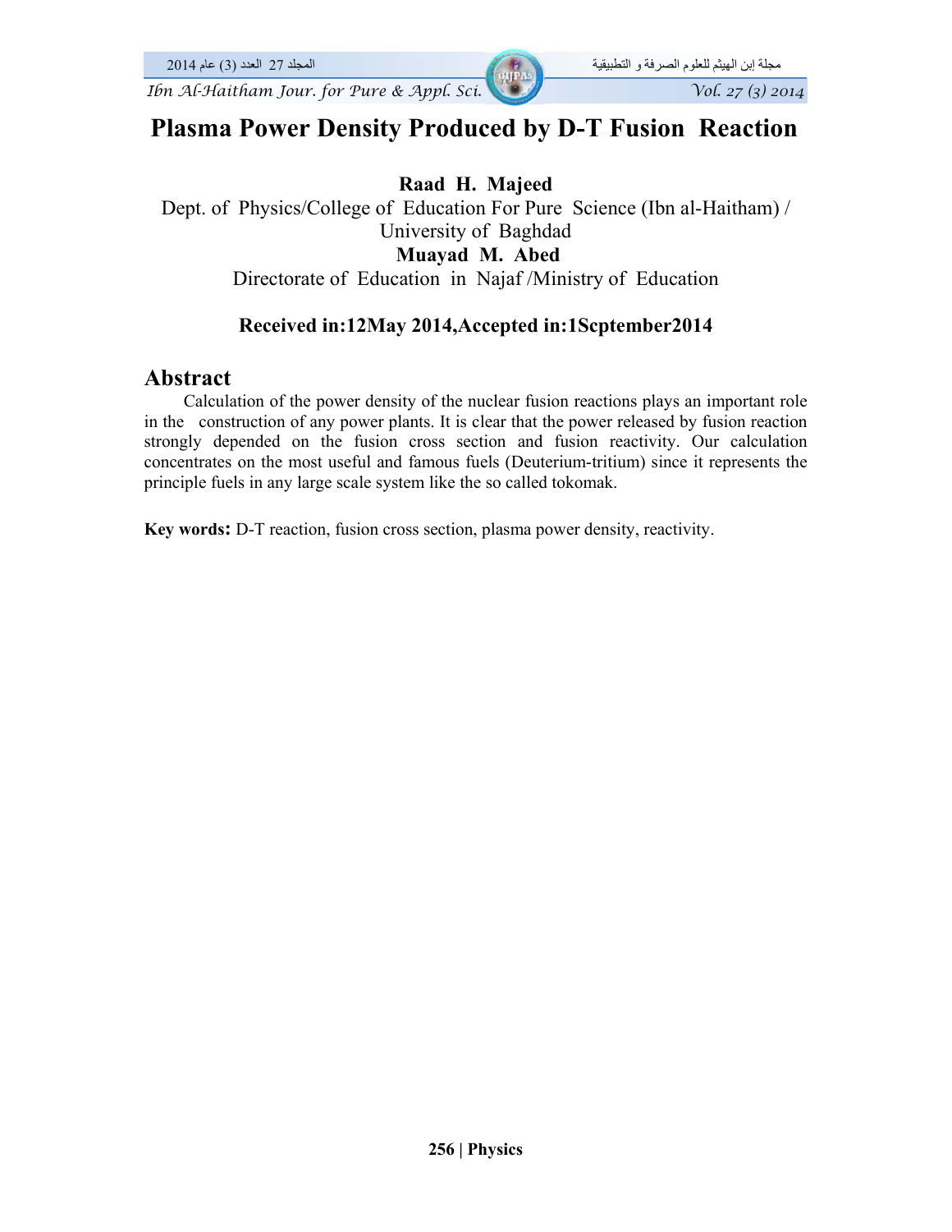# Plasma Power Density Produced by D-T Fusion Reaction

**Raad H. Majeed**

Dept. of Physics/College of Education For Pure Science (Ibn al-Haitham) / University of Baghdad

**Muayad M. Abed**

Directorate of Education in Najaf /Ministry of Education

**Received in:12May 2014,Accepted in:1Scptember2014**

## Abstract

Calculation of the power density of the nuclear fusion reactions plays an important role in the construction of any power plants. It is clear that the power released by fusion reaction strongly depended on the fusion cross section and fusion reactivity. Our calculation concentrates on the most useful and famous fuels (Deuterium-tritium) since it represents the principle fuels in any large scale system like the so called tokomak.

**Key words:** D-T reaction, fusion cross section, plasma power density, reactivity.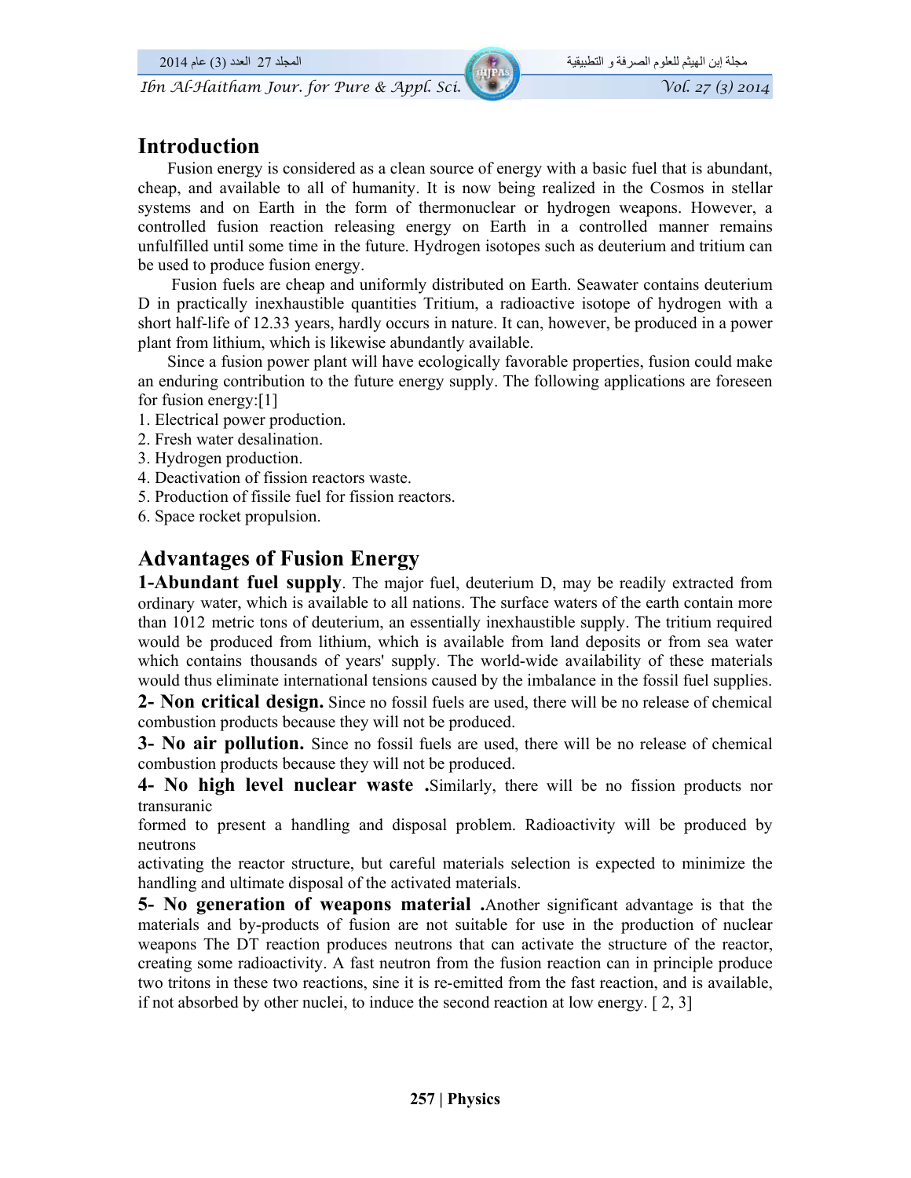## Introduction

Fusion energy is considered as a clean source of energy with a basic fuel that is abundant, cheap, and available to all of humanity. It is now being realized in the Cosmos in stellar systems and on Earth in the form of thermonuclear or hydrogen weapons. However, a controlled fusion reaction releasing energy on Earth in a controlled manner remains unfulfilled until some time in the future. Hydrogen isotopes such as deuterium and tritium can be used to produce fusion energy.

Fusion fuels are cheap and uniformly distributed on Earth. Seawater contains deuterium D in practically inexhaustible quantities Tritium, a radioactive isotope of hydrogen with a short half-life of 12.33 years, hardly occurs in nature. It can, however, be produced in a power plant from lithium, which is likewise abundantly available.

Since a fusion power plant will have ecologically favorable properties, fusion could make an enduring contribution to the future energy supply. The following applications are foreseen for fusion energy:[1]

1. Electrical power production.
2. Fresh water desalination.
3. Hydrogen production.
4. Deactivation of fission reactors waste.
5. Production of fissile fuel for fission reactors.
6. Space rocket propulsion.

## Advantages of Fusion Energy

**1-Abundant fuel supply**. The major fuel, deuterium D, may be readily extracted from ordinary water, which is available to all nations. The surface waters of the earth contain more than 1012 metric tons of deuterium, an essentially inexhaustible supply. The tritium required would be produced from lithium, which is available from land deposits or from sea water which contains thousands of years' supply. The world-wide availability of these materials would thus eliminate international tensions caused by the imbalance in the fossil fuel supplies.

**2- Non critical design.** Since no fossil fuels are used, there will be no release of chemical combustion products because they will not be produced.

**3- No air pollution.** Since no fossil fuels are used, there will be no release of chemical combustion products because they will not be produced.

**4- No high level nuclear waste .**Similarly, there will be no fission products nor transuranic formed to present a handling and disposal problem. Radioactivity will be produced by neutrons activating the reactor structure, but careful materials selection is expected to minimize the handling and ultimate disposal of the activated materials.

**5- No generation of weapons material .**Another significant advantage is that the materials and by-products of fusion are not suitable for use in the production of nuclear weapons The DT reaction produces neutrons that can activate the structure of the reactor, creating some radioactivity. A fast neutron from the fusion reaction can in principle produce two tritons in these two reactions, sine it is re-emitted from the fast reaction, and is available, if not absorbed by other nuclei, to induce the second reaction at low energy. [ 2, 3]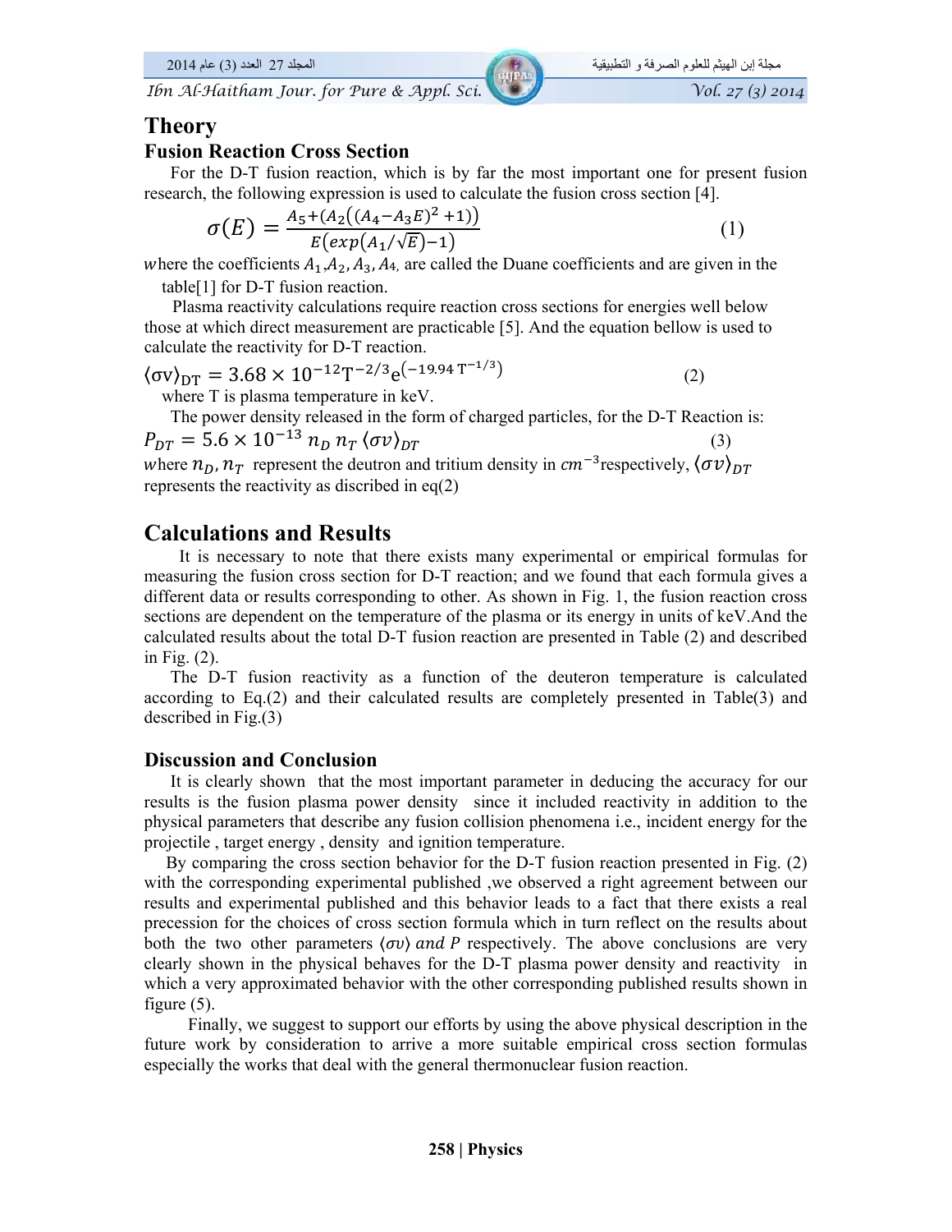## Theory

### Fusion Reaction Cross Section

For the D-T fusion reaction, which is by far the most important one for present fusion research, the following expression is used to calculate the fusion cross section [4].

$$\sigma(E) = \frac{A_5 + (A_2((A_4 - A_3E)^2 + 1))}{E(exp(A_1/\sqrt{E}) - 1)} \qquad (1)$$

where the coefficients $A_1$,$A_2$, $A_3$, $A_4$, are called the Duane coefficients and are given in the table[1] for D-T fusion reaction.

Plasma reactivity calculations require reaction cross sections for energies well below those at which direct measurement are practicable [5]. And the equation bellow is used to calculate the reactivity for D-T reaction.

$$\langle \sigma v \rangle_{DT} = 3.68 \times 10^{-12} T^{-2/3} e^{(-19.94\, T^{-1/3})} \qquad (2)$$

where T is plasma temperature in keV.

The power density released in the form of charged particles, for the D-T Reaction is:

$$P_{DT} = 5.6 \times 10^{-13}\, n_D\, n_T\, \langle \sigma v \rangle_{DT} \qquad (3)$$

where $n_D$, $n_T$ represent the deutron and tritium density in $cm^{-3}$respectively, $\langle \sigma v \rangle_{DT}$ represents the reactivity as discribed in eq(2)

## Calculations and Results

It is necessary to note that there exists many experimental or empirical formulas for measuring the fusion cross section for D-T reaction; and we found that each formula gives a different data or results corresponding to other. As shown in Fig. 1, the fusion reaction cross sections are dependent on the temperature of the plasma or its energy in units of keV.And the calculated results about the total D-T fusion reaction are presented in Table (2) and described in Fig. (2).

The D-T fusion reactivity as a function of the deuteron temperature is calculated according to Eq.(2) and their calculated results are completely presented in Table(3) and described in Fig.(3)

### Discussion and Conclusion

It is clearly shown that the most important parameter in deducing the accuracy for our results is the fusion plasma power density since it included reactivity in addition to the physical parameters that describe any fusion collision phenomena i.e., incident energy for the projectile , target energy , density and ignition temperature.

By comparing the cross section behavior for the D-T fusion reaction presented in Fig. (2) with the corresponding experimental published ,we observed a right agreement between our results and experimental published and this behavior leads to a fact that there exists a real precession for the choices of cross section formula which in turn reflect on the results about both the two other parameters $\langle \sigma v \rangle$ *and* $P$ respectively. The above conclusions are very clearly shown in the physical behaves for the D-T plasma power density and reactivity in which a very approximated behavior with the other corresponding published results shown in figure (5).

Finally, we suggest to support our efforts by using the above physical description in the future work by consideration to arrive a more suitable empirical cross section formulas especially the works that deal with the general thermonuclear fusion reaction.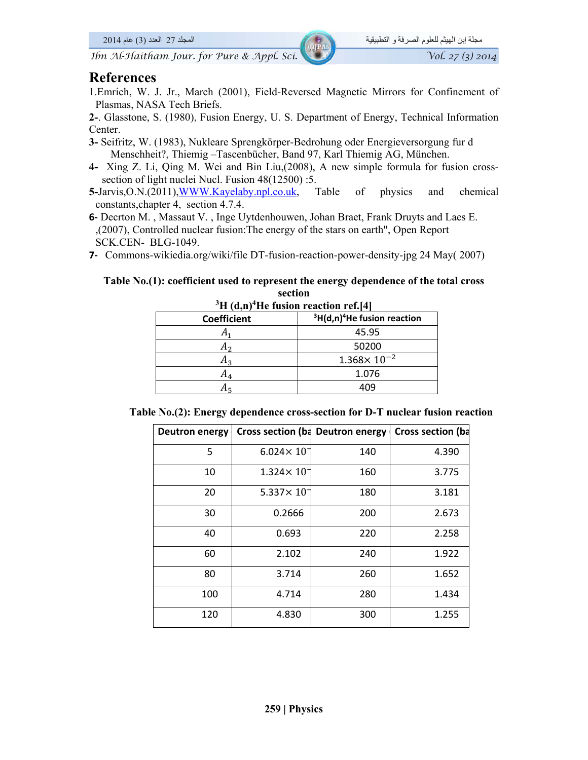## References

1.Emrich, W. J. Jr., March (2001), Field-Reversed Magnetic Mirrors for Confinement of Plasmas, NASA Tech Briefs.

**2-**. Glasstone, S. (1980), Fusion Energy, U. S. Department of Energy, Technical Information Center.

**3-** Seifritz, W. (1983), Nukleare Sprengkörper-Bedrohung oder Energieversorgung fur d Menschheit?, Thiemig –Tascenbücher, Band 97, Karl Thiemig AG, München.

**4-** Xing Z. Li, Qing M. Wei and Bin Liu,(2008), A new simple formula for fusion cross-section of light nuclei Nucl. Fusion 48(12500) :5.

**5-**Jarvis,O.N.(2011),WWW.Kayelaby.npl.co.uk, Table of physics and chemical constants,chapter 4, section 4.7.4.

**6-** Decrton M. , Massaut V. , Inge Uytdenhouwen, Johan Braet, Frank Druyts and Laes E. ,(2007), Controlled nuclear fusion:The energy of the stars on earth", Open Report SCK.CEN- BLG-1049.

**7-** Commons-wikiedia.org/wiki/file DT-fusion-reaction-power-density-jpg 24 May( 2007)

**Table No.(1): coefficient used to represent the energy dependence of the total cross section $^3H(d,n)^4He$ fusion reaction ref.[4]**

| Coefficient | $^3H(d,n)^4He$ fusion reaction |
|---|---|
| $A_1$ | 45.95 |
| $A_2$ | 50200 |
| $A_3$ | $1.368\times 10^{-2}$ |
| $A_4$ | 1.076 |
| $A_5$ | 409 |

**Table No.(2): Energy dependence cross-section for D-T nuclear fusion reaction**

| Deutron energy | Cross section (ba | Deutron energy | Cross section (ba |
|---|---|---|---|
| 5 | $6.024\times 10^{-}$ | 140 | 4.390 |
| 10 | $1.324\times 10^{-}$ | 160 | 3.775 |
| 20 | $5.337\times 10^{-}$ | 180 | 3.181 |
| 30 | 0.2666 | 200 | 2.673 |
| 40 | 0.693 | 220 | 2.258 |
| 60 | 2.102 | 240 | 1.922 |
| 80 | 3.714 | 260 | 1.652 |
| 100 | 4.714 | 280 | 1.434 |
| 120 | 4.830 | 300 | 1.255 |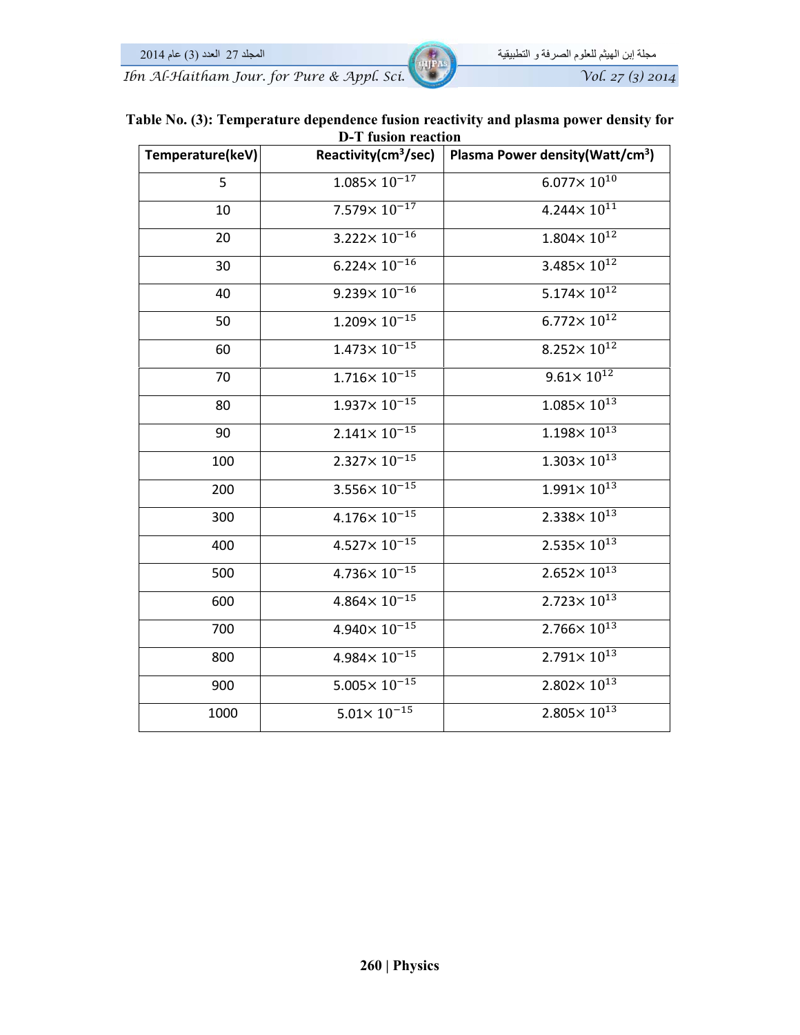**Table No. (3): Temperature dependence fusion reactivity and plasma power density for D-T fusion reaction**

| Temperature(keV) | Reactivity($cm^3$/sec) | Plasma Power density(Watt/$cm^3$) |
|---|---|---|
| 5 | $1.085\times 10^{-17}$ | $6.077\times 10^{10}$ |
| 10 | $7.579\times 10^{-17}$ | $4.244\times 10^{11}$ |
| 20 | $3.222\times 10^{-16}$ | $1.804\times 10^{12}$ |
| 30 | $6.224\times 10^{-16}$ | $3.485\times 10^{12}$ |
| 40 | $9.239\times 10^{-16}$ | $5.174\times 10^{12}$ |
| 50 | $1.209\times 10^{-15}$ | $6.772\times 10^{12}$ |
| 60 | $1.473\times 10^{-15}$ | $8.252\times 10^{12}$ |
| 70 | $1.716\times 10^{-15}$ | $9.61\times 10^{12}$ |
| 80 | $1.937\times 10^{-15}$ | $1.085\times 10^{13}$ |
| 90 | $2.141\times 10^{-15}$ | $1.198\times 10^{13}$ |
| 100 | $2.327\times 10^{-15}$ | $1.303\times 10^{13}$ |
| 200 | $3.556\times 10^{-15}$ | $1.991\times 10^{13}$ |
| 300 | $4.176\times 10^{-15}$ | $2.338\times 10^{13}$ |
| 400 | $4.527\times 10^{-15}$ | $2.535\times 10^{13}$ |
| 500 | $4.736\times 10^{-15}$ | $2.652\times 10^{13}$ |
| 600 | $4.864\times 10^{-15}$ | $2.723\times 10^{13}$ |
| 700 | $4.940\times 10^{-15}$ | $2.766\times 10^{13}$ |
| 800 | $4.984\times 10^{-15}$ | $2.791\times 10^{13}$ |
| 900 | $5.005\times 10^{-15}$ | $2.802\times 10^{13}$ |
| 1000 | $5.01\times 10^{-15}$ | $2.805\times 10^{13}$ |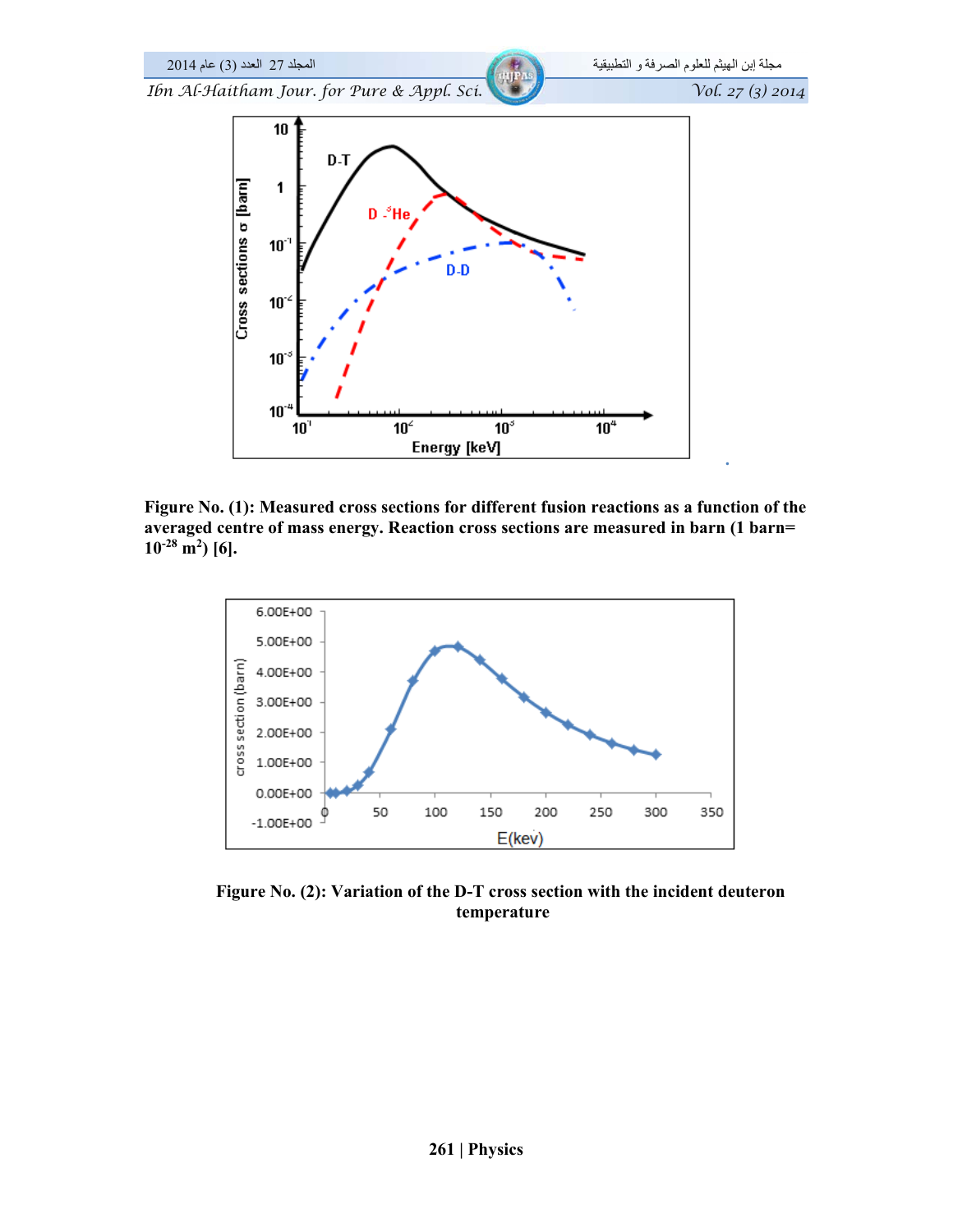Figure No. (1): Measured cross sections for different fusion reactions as a function of the averaged centre of mass energy. Reaction cross sections are measured in barn (1 barn= $10^{-28}$ $m^2$) [6].

Figure No. (2): Variation of the D-T cross section with the incident deuteron temperature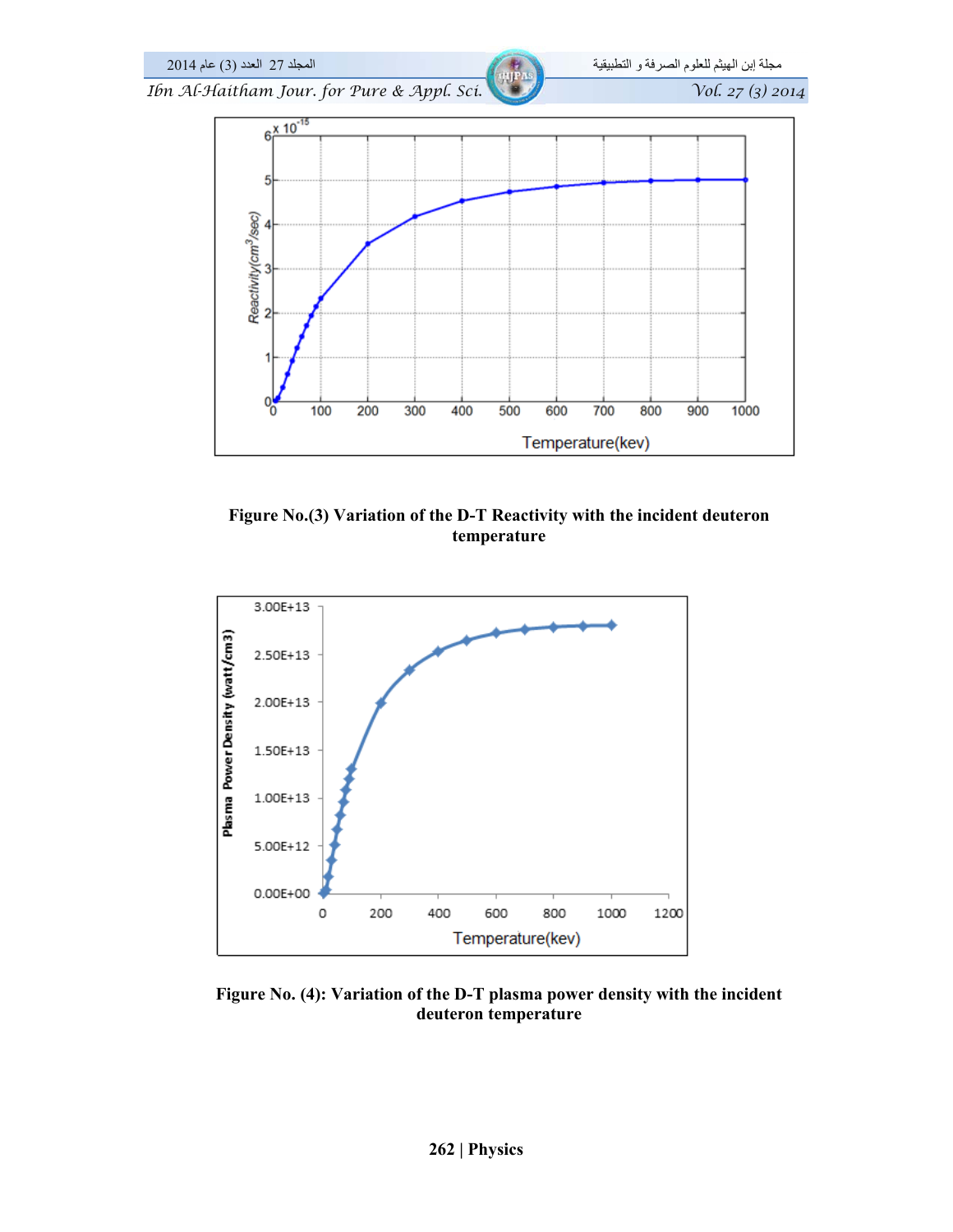**Figure No.(3) Variation of the D-T Reactivity with the incident deuteron temperature**

**Figure No. (4): Variation of the D-T plasma power density with the incident deuteron temperature**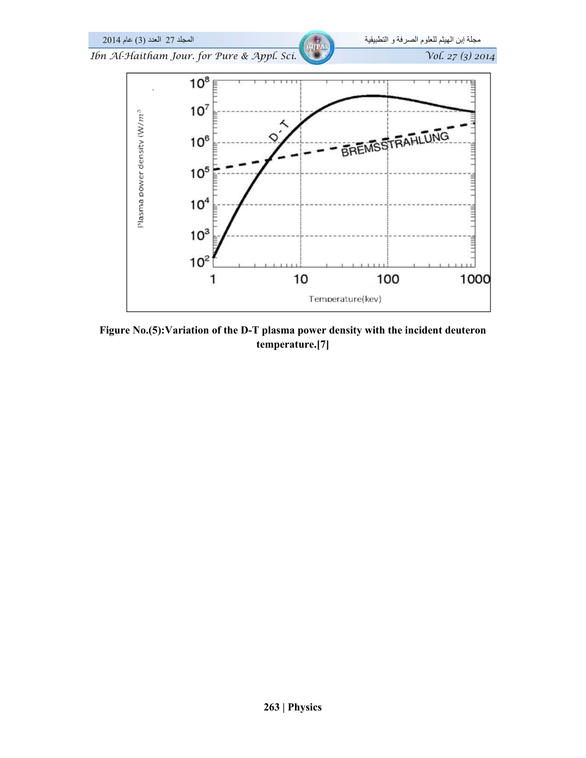**Figure No.(5):Variation of the D-T plasma power density with the incident deuteron temperature.[7]**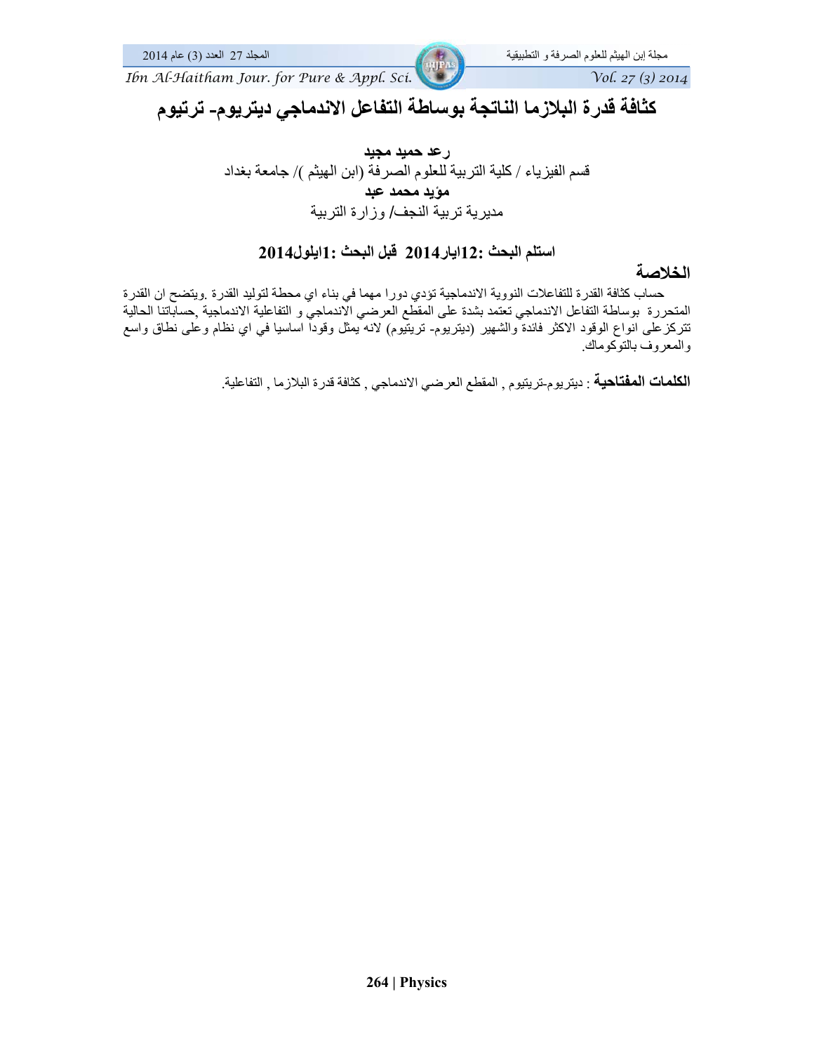# كثافة قدرة البلازما الناتجة بوساطة التفاعل الاندماجي ديتريوم- ترتيوم

**رعد حميد مجيد**

قسم الفيزياء / كلية التربية للعلوم الصرفة (ابن الهيثم )/ جامعة بغداد

**مؤيد محمد عبد**

مديرية تربية النجف/ وزارة التربية

**استلم البحث :12ايار2014 قبل البحث :1ايلول2014**

## الخلاصة

حساب كثافة القدرة للتفاعلات النووية الاندماجية تؤدي دورا مهما في بناء اي محطة لتوليد القدرة .ويتضح ان القدرة المتحررة بوساطة التفاعل الاندماجي تعتمد بشدة على المقطع العرضي الاندماجي و التفاعلية الاندماجية ,حساباتنا الحالية تتركز على انواع الوقود الاكثر فائدة والشهير (ديتريوم- تريتيوم) لانه يمثل وقودا اساسيا في اي نظام وعلى نطاق واسع والمعروف بالتوكوماك.

**الكلمات المفتاحية** : ديتريوم-تريتيوم , المقطع العرضي الاندماجي , كثافة قدرة البلازما , التفاعلية.